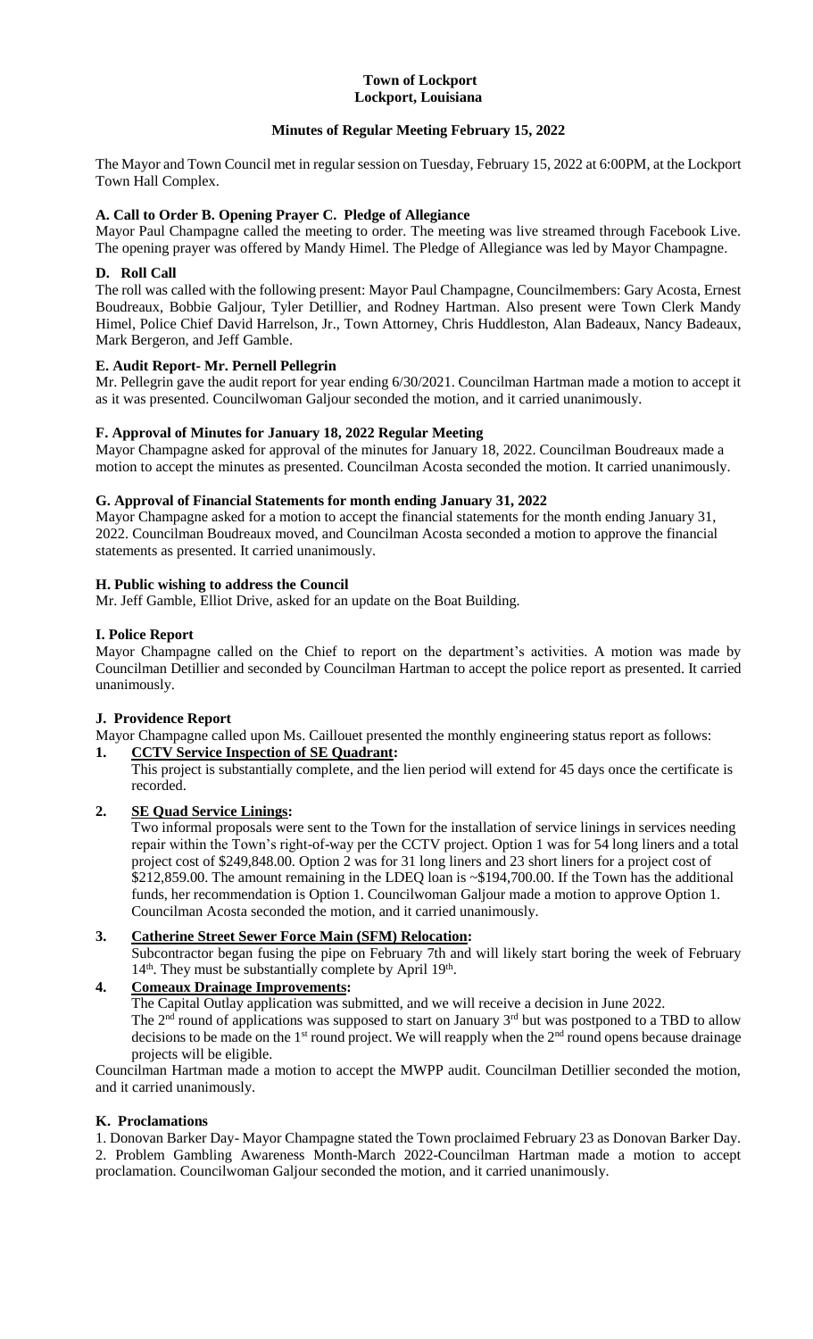# Town of Lockport
## Lockport, Louisiana

### Minutes of Regular Meeting February 15, 2022

The Mayor and Town Council met in regular session on Tuesday, February 15, 2022 at 6:00PM, at the Lockport Town Hall Complex.

**A. Call to Order B. Opening Prayer C. Pledge of Allegiance**

Mayor Paul Champagne called the meeting to order. The meeting was live streamed through Facebook Live. The opening prayer was offered by Mandy Himel. The Pledge of Allegiance was led by Mayor Champagne.

**D. Roll Call**

The roll was called with the following present: Mayor Paul Champagne, Councilmembers: Gary Acosta, Ernest Boudreaux, Bobbie Galjour, Tyler Detillier, and Rodney Hartman. Also present were Town Clerk Mandy Himel, Police Chief David Harrelson, Jr., Town Attorney, Chris Huddleston, Alan Badeaux, Nancy Badeaux, Mark Bergeron, and Jeff Gamble.

**E. Audit Report- Mr. Pernell Pellegrin**

Mr. Pellegrin gave the audit report for year ending 6/30/2021. Councilman Hartman made a motion to accept it as it was presented. Councilwoman Galjour seconded the motion, and it carried unanimously.

**F. Approval of Minutes for January 18, 2022 Regular Meeting**

Mayor Champagne asked for approval of the minutes for January 18, 2022. Councilman Boudreaux made a motion to accept the minutes as presented. Councilman Acosta seconded the motion. It carried unanimously.

**G. Approval of Financial Statements for month ending January 31, 2022**

Mayor Champagne asked for a motion to accept the financial statements for the month ending January 31, 2022. Councilman Boudreaux moved, and Councilman Acosta seconded a motion to approve the financial statements as presented. It carried unanimously.

**H. Public wishing to address the Council**

Mr. Jeff Gamble, Elliot Drive, asked for an update on the Boat Building.

**I. Police Report**

Mayor Champagne called on the Chief to report on the department's activities. A motion was made by Councilman Detillier and seconded by Councilman Hartman to accept the police report as presented. It carried unanimously.

**J. Providence Report**

Mayor Champagne called upon Ms. Caillouet presented the monthly engineering status report as follows:

1. **CCTV Service Inspection of SE Quadrant:**
   This project is substantially complete, and the lien period will extend for 45 days once the certificate is recorded.

2. **SE Quad Service Linings:**
   Two informal proposals were sent to the Town for the installation of service linings in services needing repair within the Town's right-of-way per the CCTV project. Option 1 was for 54 long liners and a total project cost of $249,848.00. Option 2 was for 31 long liners and 23 short liners for a project cost of $212,859.00. The amount remaining in the LDEQ loan is ~$194,700.00. If the Town has the additional funds, her recommendation is Option 1. Councilwoman Galjour made a motion to approve Option 1. Councilman Acosta seconded the motion, and it carried unanimously.

3. **Catherine Street Sewer Force Main (SFM) Relocation:**
   Subcontractor began fusing the pipe on February 7th and will likely start boring the week of February 14th. They must be substantially complete by April 19th.

4. **Comeaux Drainage Improvements:**
   The Capital Outlay application was submitted, and we will receive a decision in June 2022.
   The 2nd round of applications was supposed to start on January 3rd but was postponed to a TBD to allow decisions to be made on the 1st round project. We will reapply when the 2nd round opens because drainage projects will be eligible.

Councilman Hartman made a motion to accept the MWPP audit. Councilman Detillier seconded the motion, and it carried unanimously.

**K. Proclamations**

1. Donovan Barker Day- Mayor Champagne stated the Town proclaimed February 23 as Donovan Barker Day.
2. Problem Gambling Awareness Month-March 2022-Councilman Hartman made a motion to accept proclamation. Councilwoman Galjour seconded the motion, and it carried unanimously.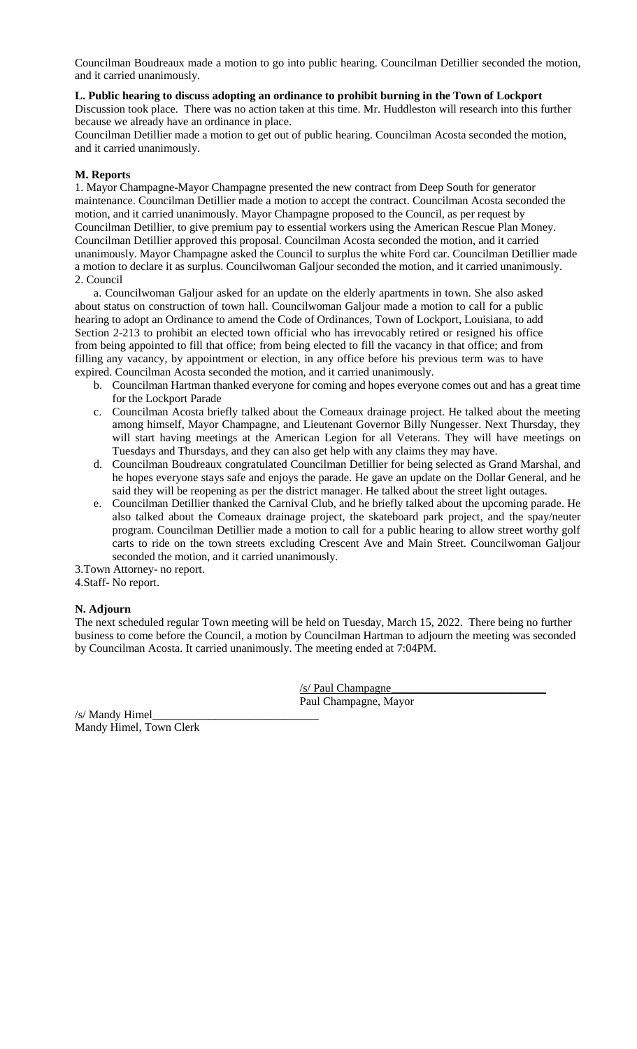Councilman Boudreaux made a motion to go into public hearing. Councilman Detillier seconded the motion, and it carried unanimously.

**L. Public hearing to discuss adopting an ordinance to prohibit burning in the Town of Lockport**

Discussion took place. There was no action taken at this time. Mr. Huddleston will research into this further because we already have an ordinance in place.

Councilman Detillier made a motion to get out of public hearing. Councilman Acosta seconded the motion, and it carried unanimously.

**M. Reports**

1. Mayor Champagne-Mayor Champagne presented the new contract from Deep South for generator maintenance. Councilman Detillier made a motion to accept the contract. Councilman Acosta seconded the motion, and it carried unanimously. Mayor Champagne proposed to the Council, as per request by Councilman Detillier, to give premium pay to essential workers using the American Rescue Plan Money. Councilman Detillier approved this proposal. Councilman Acosta seconded the motion, and it carried unanimously. Mayor Champagne asked the Council to surplus the white Ford car. Councilman Detillier made a motion to declare it as surplus. Councilwoman Galjour seconded the motion, and it carried unanimously.
2. Council
    a. Councilwoman Galjour asked for an update on the elderly apartments in town. She also asked about status on construction of town hall. Councilwoman Galjour made a motion to call for a public hearing to adopt an Ordinance to amend the Code of Ordinances, Town of Lockport, Louisiana, to add Section 2-213 to prohibit an elected town official who has irrevocably retired or resigned his office from being appointed to fill that office; from being elected to fill the vacancy in that office; and from filling any vacancy, by appointment or election, in any office before his previous term was to have expired. Councilman Acosta seconded the motion, and it carried unanimously.
    b. Councilman Hartman thanked everyone for coming and hopes everyone comes out and has a great time for the Lockport Parade
    c. Councilman Acosta briefly talked about the Comeaux drainage project. He talked about the meeting among himself, Mayor Champagne, and Lieutenant Governor Billy Nungesser. Next Thursday, they will start having meetings at the American Legion for all Veterans. They will have meetings on Tuesdays and Thursdays, and they can also get help with any claims they may have.
    d. Councilman Boudreaux congratulated Councilman Detillier for being selected as Grand Marshal, and he hopes everyone stays safe and enjoys the parade. He gave an update on the Dollar General, and he said they will be reopening as per the district manager. He talked about the street light outages.
    e. Councilman Detillier thanked the Carnival Club, and he briefly talked about the upcoming parade. He also talked about the Comeaux drainage project, the skateboard park project, and the spay/neuter program. Councilman Detillier made a motion to call for a public hearing to allow street worthy golf carts to ride on the town streets excluding Crescent Ave and Main Street. Councilwoman Galjour seconded the motion, and it carried unanimously.
3. Town Attorney- no report.
4. Staff- No report.

**N. Adjourn**

The next scheduled regular Town meeting will be held on Tuesday, March 15, 2022. There being no further business to come before the Council, a motion by Councilman Hartman to adjourn the meeting was seconded by Councilman Acosta. It carried unanimously. The meeting ended at 7:04PM.

/s/ Paul Champagne
Paul Champagne, Mayor

/s/ Mandy Himel
Mandy Himel, Town Clerk